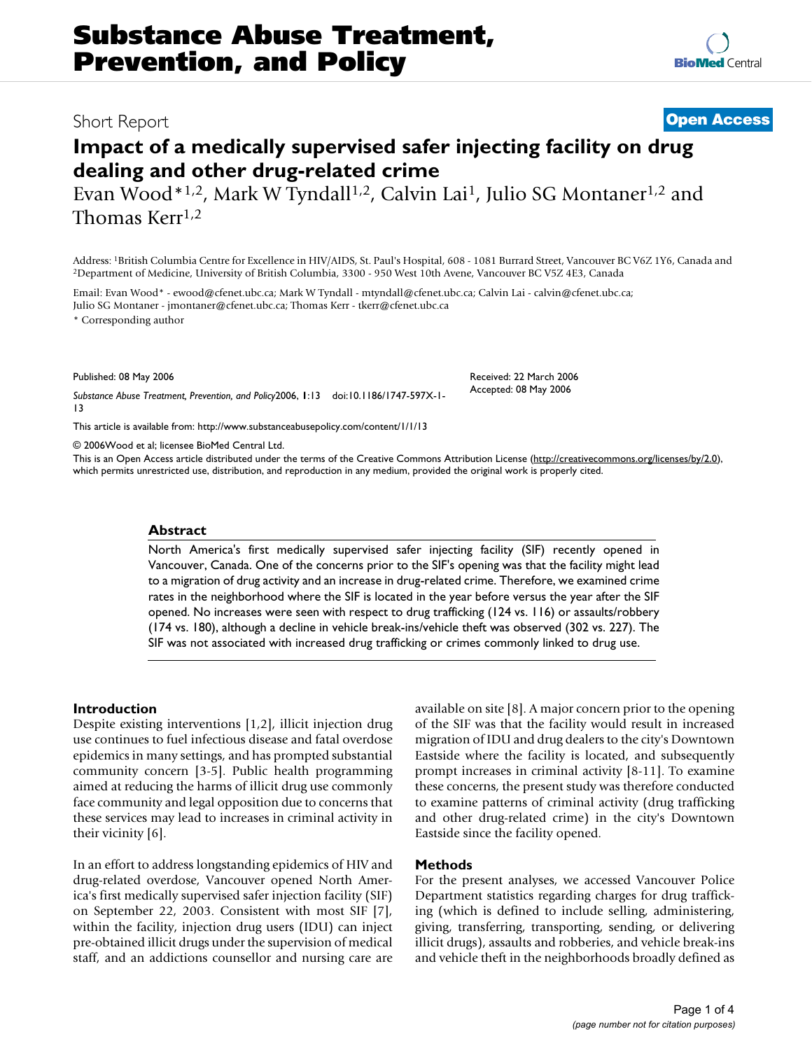Short Report

**Open Access**

# Impact of a medically supervised safer injecting facility on drug dealing and other drug-related crime

Evan Wood*[1,2], Mark W Tyndall[1,2], Calvin Lai[1], Julio SG Montaner[1,2] and Thomas Kerr[1,2]

Address: [1]British Columbia Centre for Excellence in HIV/AIDS, St. Paul's Hospital, 608 - 1081 Burrard Street, Vancouver BC V6Z 1Y6, Canada and [2]Department of Medicine, University of British Columbia, 3300 - 950 West 10th Avene, Vancouver BC V5Z 4E3, Canada

Email: Evan Wood* - ewood@cfenet.ubc.ca; Mark W Tyndall - mtyndall@cfenet.ubc.ca; Calvin Lai - calvin@cfenet.ubc.ca; Julio SG Montaner - jmontaner@cfenet.ubc.ca; Thomas Kerr - tkerr@cfenet.ubc.ca

\* Corresponding author

Published: 08 May 2006

*Substance Abuse Treatment, Prevention, and Policy* 2006, **1**:13 doi:10.1186/1747-597X-1-13

Received: 22 March 2006
Accepted: 08 May 2006

This article is available from: http://www.substanceabusepolicy.com/content/1/1/13

© 2006Wood et al; licensee BioMed Central Ltd.

This is an Open Access article distributed under the terms of the Creative Commons Attribution License (http://creativecommons.org/licenses/by/2.0), which permits unrestricted use, distribution, and reproduction in any medium, provided the original work is properly cited.

## Abstract

North America's first medically supervised safer injecting facility (SIF) recently opened in Vancouver, Canada. One of the concerns prior to the SIF's opening was that the facility might lead to a migration of drug activity and an increase in drug-related crime. Therefore, we examined crime rates in the neighborhood where the SIF is located in the year before versus the year after the SIF opened. No increases were seen with respect to drug trafficking (124 vs. 116) or assaults/robbery (174 vs. 180), although a decline in vehicle break-ins/vehicle theft was observed (302 vs. 227). The SIF was not associated with increased drug trafficking or crimes commonly linked to drug use.

## Introduction

Despite existing interventions [1,2], illicit injection drug use continues to fuel infectious disease and fatal overdose epidemics in many settings, and has prompted substantial community concern [3-5]. Public health programming aimed at reducing the harms of illicit drug use commonly face community and legal opposition due to concerns that these services may lead to increases in criminal activity in their vicinity [6].

In an effort to address longstanding epidemics of HIV and drug-related overdose, Vancouver opened North America's first medically supervised safer injection facility (SIF) on September 22, 2003. Consistent with most SIF [7], within the facility, injection drug users (IDU) can inject pre-obtained illicit drugs under the supervision of medical staff, and an addictions counsellor and nursing care are available on site [8]. A major concern prior to the opening of the SIF was that the facility would result in increased migration of IDU and drug dealers to the city's Downtown Eastside where the facility is located, and subsequently prompt increases in criminal activity [8-11]. To examine these concerns, the present study was therefore conducted to examine patterns of criminal activity (drug trafficking and other drug-related crime) in the city's Downtown Eastside since the facility opened.

## Methods

For the present analyses, we accessed Vancouver Police Department statistics regarding charges for drug trafficking (which is defined to include selling, administering, giving, transferring, transporting, sending, or delivering illicit drugs), assaults and robberies, and vehicle break-ins and vehicle theft in the neighborhoods broadly defined as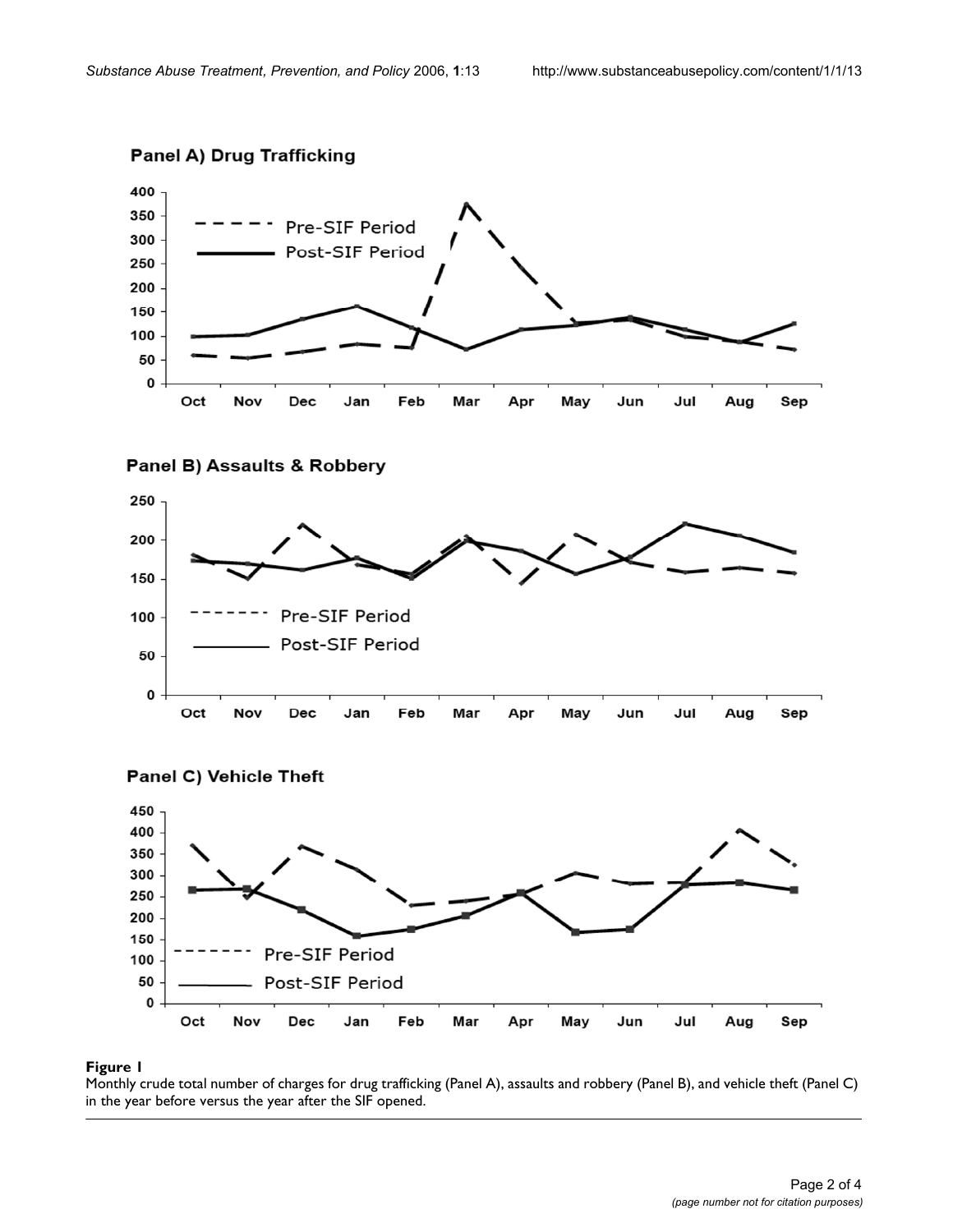**Figure 1**

Monthly crude total number of charges for drug trafficking (Panel A), assaults and robbery (Panel B), and vehicle theft (Panel C) in the year before versus the year after the SIF opened.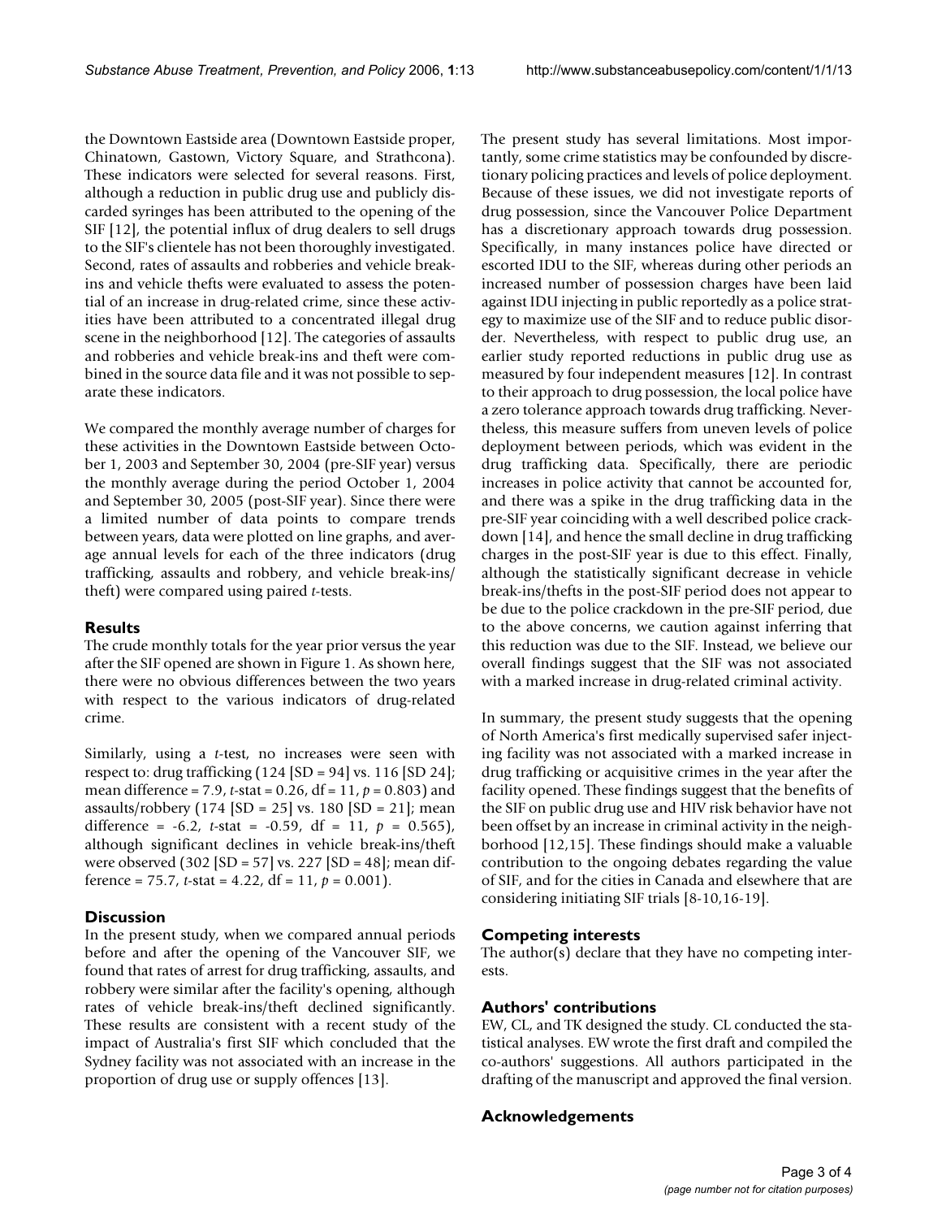the Downtown Eastside area (Downtown Eastside proper, Chinatown, Gastown, Victory Square, and Strathcona). These indicators were selected for several reasons. First, although a reduction in public drug use and publicly discarded syringes has been attributed to the opening of the SIF [12], the potential influx of drug dealers to sell drugs to the SIF's clientele has not been thoroughly investigated. Second, rates of assaults and robberies and vehicle break-ins and vehicle thefts were evaluated to assess the potential of an increase in drug-related crime, since these activities have been attributed to a concentrated illegal drug scene in the neighborhood [12]. The categories of assaults and robberies and vehicle break-ins and theft were combined in the source data file and it was not possible to separate these indicators.

We compared the monthly average number of charges for these activities in the Downtown Eastside between October 1, 2003 and September 30, 2004 (pre-SIF year) versus the monthly average during the period October 1, 2004 and September 30, 2005 (post-SIF year). Since there were a limited number of data points to compare trends between years, data were plotted on line graphs, and average annual levels for each of the three indicators (drug trafficking, assaults and robbery, and vehicle break-ins/theft) were compared using paired *t*-tests.

## Results

The crude monthly totals for the year prior versus the year after the SIF opened are shown in Figure 1. As shown here, there were no obvious differences between the two years with respect to the various indicators of drug-related crime.

Similarly, using a *t*-test, no increases were seen with respect to: drug trafficking (124 [SD = 94] vs. 116 [SD 24]; mean difference = 7.9, *t*-stat = 0.26, df = 11, $p = 0.803$) and assaults/robbery (174 [SD = 25] vs. 180 [SD = 21]; mean difference = -6.2, *t*-stat = -0.59, df = 11, $p = 0.565$), although significant declines in vehicle break-ins/theft were observed (302 [SD = 57] vs. 227 [SD = 48]; mean difference = 75.7, *t*-stat = 4.22, df = 11, $p = 0.001$).

## Discussion

In the present study, when we compared annual periods before and after the opening of the Vancouver SIF, we found that rates of arrest for drug trafficking, assaults, and robbery were similar after the facility's opening, although rates of vehicle break-ins/theft declined significantly. These results are consistent with a recent study of the impact of Australia's first SIF which concluded that the Sydney facility was not associated with an increase in the proportion of drug use or supply offences [13].

The present study has several limitations. Most importantly, some crime statistics may be confounded by discretionary policing practices and levels of police deployment. Because of these issues, we did not investigate reports of drug possession, since the Vancouver Police Department has a discretionary approach towards drug possession. Specifically, in many instances police have directed or escorted IDU to the SIF, whereas during other periods an increased number of possession charges have been laid against IDU injecting in public reportedly as a police strategy to maximize use of the SIF and to reduce public disorder. Nevertheless, with respect to public drug use, an earlier study reported reductions in public drug use as measured by four independent measures [12]. In contrast to their approach to drug possession, the local police have a zero tolerance approach towards drug trafficking. Nevertheless, this measure suffers from uneven levels of police deployment between periods, which was evident in the drug trafficking data. Specifically, there are periodic increases in police activity that cannot be accounted for, and there was a spike in the drug trafficking data in the pre-SIF year coinciding with a well described police crackdown [14], and hence the small decline in drug trafficking charges in the post-SIF year is due to this effect. Finally, although the statistically significant decrease in vehicle break-ins/thefts in the post-SIF period does not appear to be due to the police crackdown in the pre-SIF period, due to the above concerns, we caution against inferring that this reduction was due to the SIF. Instead, we believe our overall findings suggest that the SIF was not associated with a marked increase in drug-related criminal activity.

In summary, the present study suggests that the opening of North America's first medically supervised safer injecting facility was not associated with a marked increase in drug trafficking or acquisitive crimes in the year after the facility opened. These findings suggest that the benefits of the SIF on public drug use and HIV risk behavior have not been offset by an increase in criminal activity in the neighborhood [12,15]. These findings should make a valuable contribution to the ongoing debates regarding the value of SIF, and for the cities in Canada and elsewhere that are considering initiating SIF trials [8-10,16-19].

## Competing interests

The author(s) declare that they have no competing interests.

## Authors' contributions

EW, CL, and TK designed the study. CL conducted the statistical analyses. EW wrote the first draft and compiled the co-authors' suggestions. All authors participated in the drafting of the manuscript and approved the final version.

## Acknowledgements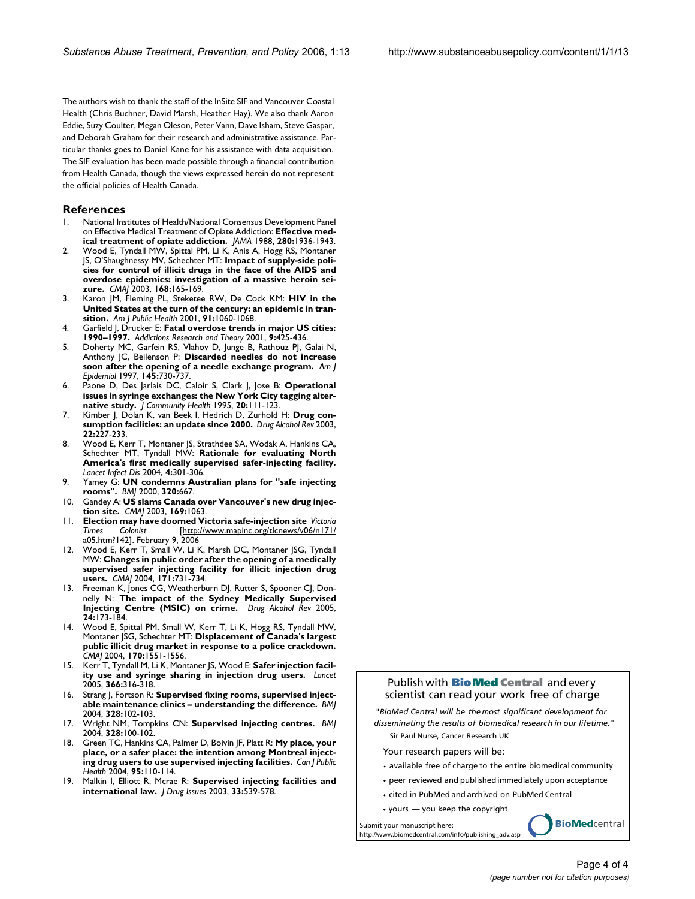The authors wish to thank the staff of the InSite SIF and Vancouver Coastal Health (Chris Buchner, David Marsh, Heather Hay). We also thank Aaron Eddie, Suzy Coulter, Megan Oleson, Peter Vann, Dave Isham, Steve Gaspar, and Deborah Graham for their research and administrative assistance. Particular thanks goes to Daniel Kane for his assistance with data acquisition. The SIF evaluation has been made possible through a financial contribution from Health Canada, though the views expressed herein do not represent the official policies of Health Canada.

## References

1. National Institutes of Health/National Consensus Development Panel on Effective Medical Treatment of Opiate Addiction: **Effective medical treatment of opiate addiction.** *JAMA* 1988, **280:**1936-1943.
2. Wood E, Tyndall MW, Spittal PM, Li K, Anis A, Hogg RS, Montaner JS, O'Shaughnessy MV, Schechter MT: **Impact of supply-side policies for control of illicit drugs in the face of the AIDS and overdose epidemics: investigation of a massive heroin seizure.** *CMAJ* 2003, **168:**165-169.
3. Karon JM, Fleming PL, Steketee RW, De Cock KM: **HIV in the United States at the turn of the century: an epidemic in transition.** *Am J Public Health* 2001, **91:**1060-1068.
4. Garfield J, Drucker E: **Fatal overdose trends in major US cities: 1990–1997.** *Addictions Research and Theory* 2001, **9:**425-436.
5. Doherty MC, Garfein RS, Vlahov D, Junge B, Rathouz PJ, Galai N, Anthony JC, Beilenson P: **Discarded needles do not increase soon after the opening of a needle exchange program.** *Am J Epidemiol* 1997, **145:**730-737.
6. Paone D, Des Jarlais DC, Caloir S, Clark J, Jose B: **Operational issues in syringe exchanges: the New York City tagging alternative study.** *J Community Health* 1995, **20:**111-123.
7. Kimber J, Dolan K, van Beek I, Hedrich D, Zurhold H: **Drug consumption facilities: an update since 2000.** *Drug Alcohol Rev* 2003, **22:**227-233.
8. Wood E, Kerr T, Montaner JS, Strathdee SA, Wodak A, Hankins CA, Schechter MT, Tyndall MW: **Rationale for evaluating North America's first medically supervised safer-injecting facility.** *Lancet Infect Dis* 2004, **4:**301-306.
9. Yamey G: **UN condemns Australian plans for "safe injecting rooms".** *BMJ* 2000, **320:**667.
10. Gandey A: **US slams Canada over Vancouver's new drug injection site.** *CMAJ* 2003, **169:**1063.
11. **Election may have doomed Victoria safe-injection site** *Victoria Times Colonist* [http://www.mapinc.org/tlcnews/v06/n171/a05.htm?142]. February 9, 2006
12. Wood E, Kerr T, Small W, Li K, Marsh DC, Montaner JSG, Tyndall MW: **Changes in public order after the opening of a medically supervised safer injecting facility for illicit injection drug users.** *CMAJ* 2004, **171:**731-734.
13. Freeman K, Jones CG, Weatherburn DJ, Rutter S, Spooner CJ, Donnelly N: **The impact of the Sydney Medically Supervised Injecting Centre (MSIC) on crime.** *Drug Alcohol Rev* 2005, **24:**173-184.
14. Wood E, Spittal PM, Small W, Kerr T, Li K, Hogg RS, Tyndall MW, Montaner JSG, Schechter MT: **Displacement of Canada's largest public illicit drug market in response to a police crackdown.** *CMAJ* 2004, **170:**1551-1556.
15. Kerr T, Tyndall M, Li K, Montaner JS, Wood E: **Safer injection facility use and syringe sharing in injection drug users.** *Lancet* 2005, **366:**316-318.
16. Strang J, Fortson R: **Supervised fixing rooms, supervised injectable maintenance clinics – understanding the difference.** *BMJ* 2004, **328:**102-103.
17. Wright NM, Tompkins CN: **Supervised injecting centres.** *BMJ* 2004, **328:**100-102.
18. Green TC, Hankins CA, Palmer D, Boivin JF, Platt R: **My place, your place, or a safer place: the intention among Montreal injecting drug users to use supervised injecting facilities.** *Can J Public Health* 2004, **95:**110-114.
19. Malkin I, Elliott R, Mcrae R: **Supervised injecting facilities and international law.** *J Drug Issues* 2003, **33:**539-578.

Publish with **BioMed Central** and every scientist can read your work free of charge

*"BioMed Central will be the most significant development for disseminating the results of biomedical research in our lifetime."*
Sir Paul Nurse, Cancer Research UK

Your research papers will be:

- available free of charge to the entire biomedical community
- peer reviewed and published immediately upon acceptance
- cited in PubMed and archived on PubMed Central
- yours — you keep the copyright

Submit your manuscript here:
http://www.biomedcentral.com/info/publishing_adv.asp

**BioMed**central